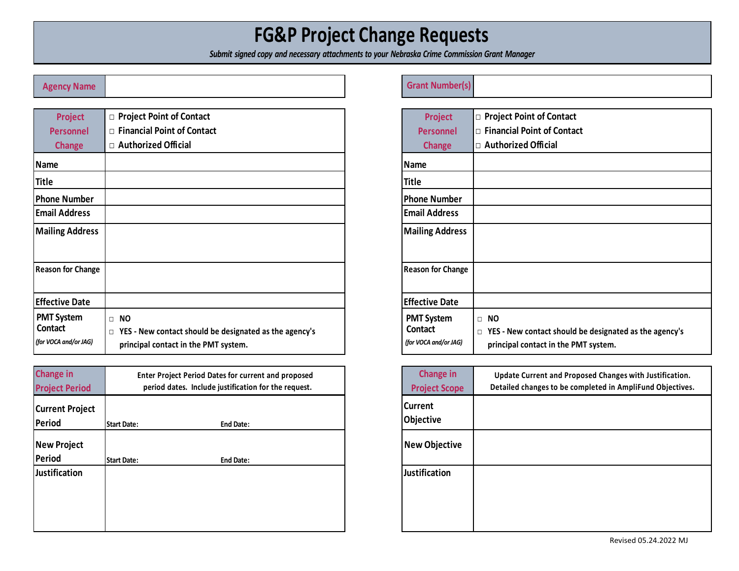# FG&P Project Change Requests

*Submit signed copy and necessary attachments to your Nebraska Crime Commission Grant Manager*

| Agency Name | |
|---|---|

| Grant Number(s) | |
|---|---|

| Project Personnel Change | □ Project Point of Contact<br>□ Financial Point of Contact<br>□ Authorized Official |
|---|---|
| Name | |
| Title | |
| Phone Number | |
| Email Address | |
| Mailing Address | |
| Reason for Change | |
| Effective Date | |
| PMT System Contact *(for VOCA and/or JAG)* | □ NO<br>□ YES - New contact should be designated as the agency's principal contact in the PMT system. |

| Project Personnel Change | □ Project Point of Contact<br>□ Financial Point of Contact<br>□ Authorized Official |
|---|---|
| Name | |
| Title | |
| Phone Number | |
| Email Address | |
| Mailing Address | |
| Reason for Change | |
| Effective Date | |
| PMT System Contact *(for VOCA and/or JAG)* | □ NO<br>□ YES - New contact should be designated as the agency's principal contact in the PMT system. |

| Change in Project Period | Enter Project Period Dates for current and proposed period dates. Include justification for the request. |
|---|---|
| Current Project Period | Start Date: End Date: |
| New Project Period | Start Date: End Date: |
| Justification | |

| Change in Project Scope | Update Current and Proposed Changes with Justification. Detailed changes to be completed in AmpliFund Objectives. |
|---|---|
| Current Objective | |
| New Objective | |
| Justification | |

Revised 05.24.2022 MJ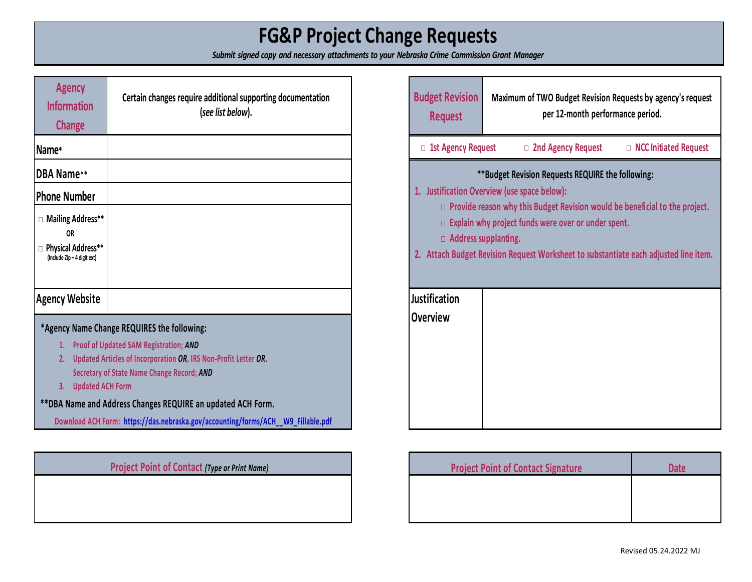# FG&P Project Change Requests

***Submit signed copy and necessary attachments to your Nebraska Crime Commission Grant Manager***

| Agency Information Change | Certain changes require additional supporting documentation (*see list below*). |
| --- | --- |
| Name* | |
| DBA Name** | |
| Phone Number | |
| ☐ Mailing Address** OR ☐ Physical Address** (Include Zip + 4 digit ext) | |
| Agency Website | |

**\*Agency Name Change REQUIRES the following:**

1. Proof of Updated SAM Registration; ***AND***
2. Updated Articles of Incorporation ***OR***, IRS Non-Profit Letter ***OR***, Secretary of State Name Change Record; ***AND***
3. Updated ACH Form

****DBA Name and Address Changes REQUIRE an updated ACH Form.**

Download ACH Form: https://das.nebraska.gov/accounting/forms/ACH__W9_Fillable.pdf

| Budget Revision Request | Maximum of TWO Budget Revision Requests by agency's request per 12-month performance period. |
| --- | --- |

☐ 1st Agency Request ☐ 2nd Agency Request ☐ NCC Initiated Request

****Budget Revision Requests REQUIRE the following:**

1. Justification Overview (use space below):
   - ☐ Provide reason why this Budget Revision would be beneficial to the project.
   - ☐ Explain why project funds were over or under spent.
   - ☐ Address supplanting.
2. Attach Budget Revision Request Worksheet to substantiate each adjusted line item.

| Justification Overview | |
| --- | --- |

| Project Point of Contact *(Type or Print Name)* |
| --- |
| |

| Project Point of Contact Signature | Date |
| --- | --- |
| | |

Revised 05.24.2022 MJ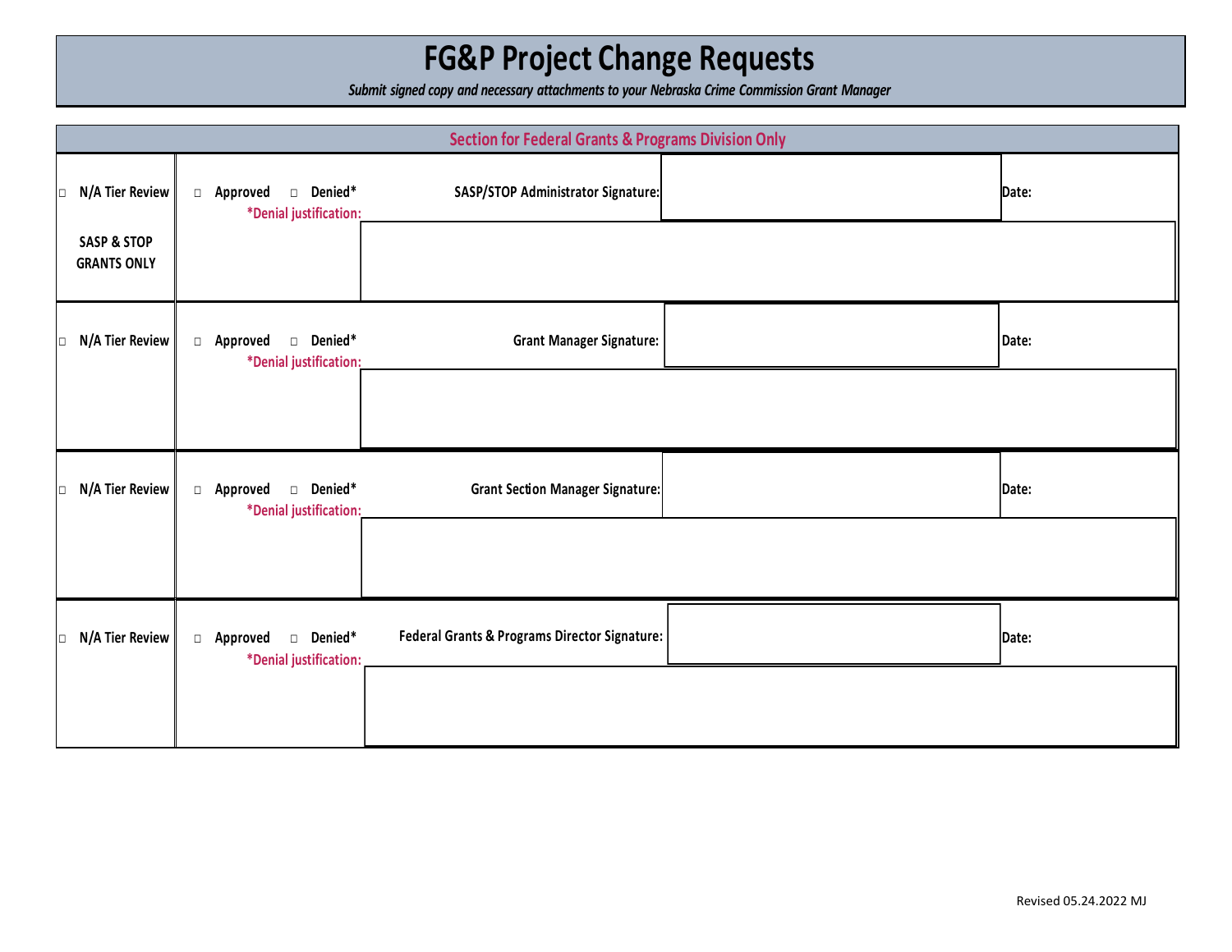# FG&P Project Change Requests

*Submit signed copy and necessary attachments to your Nebraska Crime Commission Grant Manager*

## Section for Federal Grants & Programs Division Only

| | | | | |
|---|---|---|---|---|
| □ N/A Tier Review<br><br>SASP & STOP GRANTS ONLY | □ Approved □ Denied*<br>*Denial justification: | SASP/STOP Administrator Signature: | | Date: |
| □ N/A Tier Review | □ Approved □ Denied*<br>*Denial justification: | Grant Manager Signature: | | Date: |
| □ N/A Tier Review | □ Approved □ Denied*<br>*Denial justification: | Grant Section Manager Signature: | | Date: |
| □ N/A Tier Review | □ Approved □ Denied*<br>*Denial justification: | Federal Grants & Programs Director Signature: | | Date: |

Revised 05.24.2022 MJ